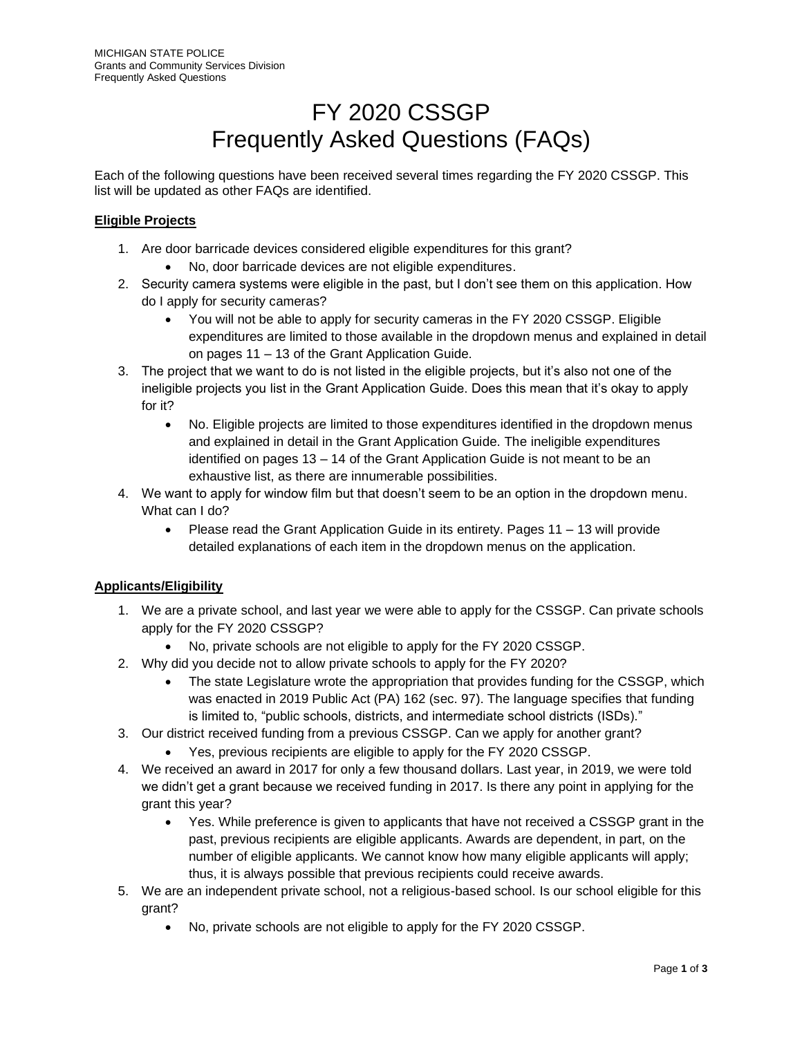MICHIGAN STATE POLICE
Grants and Community Services Division
Frequently Asked Questions

# FY 2020 CSSGP Frequently Asked Questions (FAQs)

Each of the following questions have been received several times regarding the FY 2020 CSSGP. This list will be updated as other FAQs are identified.

## Eligible Projects

1. Are door barricade devices considered eligible expenditures for this grant?
   - No, door barricade devices are not eligible expenditures.
2. Security camera systems were eligible in the past, but I don't see them on this application. How do I apply for security cameras?
   - You will not be able to apply for security cameras in the FY 2020 CSSGP. Eligible expenditures are limited to those available in the dropdown menus and explained in detail on pages 11 – 13 of the Grant Application Guide.
3. The project that we want to do is not listed in the eligible projects, but it's also not one of the ineligible projects you list in the Grant Application Guide. Does this mean that it's okay to apply for it?
   - No. Eligible projects are limited to those expenditures identified in the dropdown menus and explained in detail in the Grant Application Guide. The ineligible expenditures identified on pages 13 – 14 of the Grant Application Guide is not meant to be an exhaustive list, as there are innumerable possibilities.
4. We want to apply for window film but that doesn't seem to be an option in the dropdown menu. What can I do?
   - Please read the Grant Application Guide in its entirety. Pages 11 – 13 will provide detailed explanations of each item in the dropdown menus on the application.

## Applicants/Eligibility

1. We are a private school, and last year we were able to apply for the CSSGP. Can private schools apply for the FY 2020 CSSGP?
   - No, private schools are not eligible to apply for the FY 2020 CSSGP.
2. Why did you decide not to allow private schools to apply for the FY 2020?
   - The state Legislature wrote the appropriation that provides funding for the CSSGP, which was enacted in 2019 Public Act (PA) 162 (sec. 97). The language specifies that funding is limited to, "public schools, districts, and intermediate school districts (ISDs)."
3. Our district received funding from a previous CSSGP. Can we apply for another grant?
   - Yes, previous recipients are eligible to apply for the FY 2020 CSSGP.
4. We received an award in 2017 for only a few thousand dollars. Last year, in 2019, we were told we didn't get a grant because we received funding in 2017. Is there any point in applying for the grant this year?
   - Yes. While preference is given to applicants that have not received a CSSGP grant in the past, previous recipients are eligible applicants. Awards are dependent, in part, on the number of eligible applicants. We cannot know how many eligible applicants will apply; thus, it is always possible that previous recipients could receive awards.
5. We are an independent private school, not a religious-based school. Is our school eligible for this grant?
   - No, private schools are not eligible to apply for the FY 2020 CSSGP.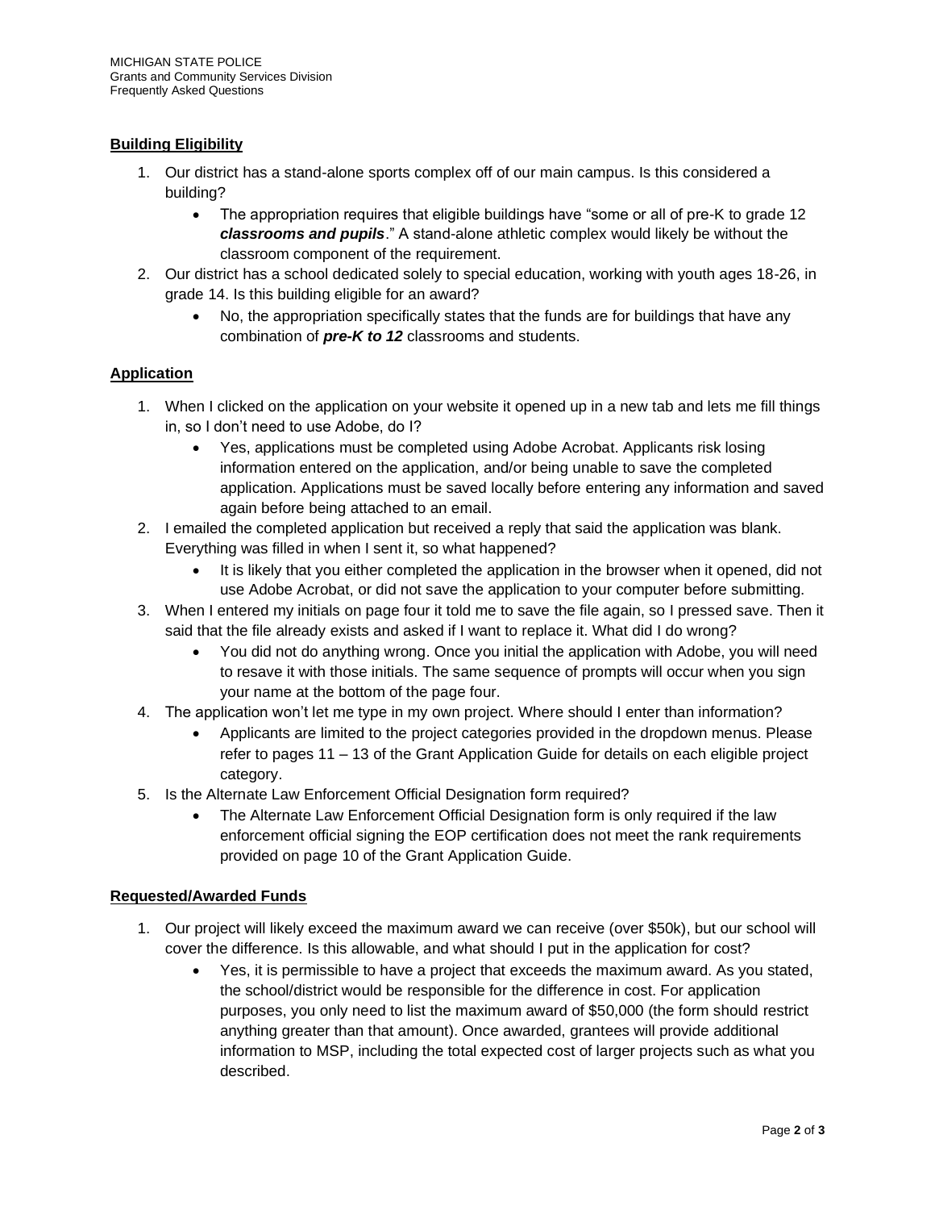## Building Eligibility

1. Our district has a stand-alone sports complex off of our main campus. Is this considered a building?
   - The appropriation requires that eligible buildings have "some or all of pre-K to grade 12 ***classrooms and pupils***." A stand-alone athletic complex would likely be without the classroom component of the requirement.
2. Our district has a school dedicated solely to special education, working with youth ages 18-26, in grade 14. Is this building eligible for an award?
   - No, the appropriation specifically states that the funds are for buildings that have any combination of ***pre-K to 12*** classrooms and students.

## Application

1. When I clicked on the application on your website it opened up in a new tab and lets me fill things in, so I don't need to use Adobe, do I?
   - Yes, applications must be completed using Adobe Acrobat. Applicants risk losing information entered on the application, and/or being unable to save the completed application. Applications must be saved locally before entering any information and saved again before being attached to an email.
2. I emailed the completed application but received a reply that said the application was blank. Everything was filled in when I sent it, so what happened?
   - It is likely that you either completed the application in the browser when it opened, did not use Adobe Acrobat, or did not save the application to your computer before submitting.
3. When I entered my initials on page four it told me to save the file again, so I pressed save. Then it said that the file already exists and asked if I want to replace it. What did I do wrong?
   - You did not do anything wrong. Once you initial the application with Adobe, you will need to resave it with those initials. The same sequence of prompts will occur when you sign your name at the bottom of the page four.
4. The application won't let me type in my own project. Where should I enter than information?
   - Applicants are limited to the project categories provided in the dropdown menus. Please refer to pages 11 – 13 of the Grant Application Guide for details on each eligible project category.
5. Is the Alternate Law Enforcement Official Designation form required?
   - The Alternate Law Enforcement Official Designation form is only required if the law enforcement official signing the EOP certification does not meet the rank requirements provided on page 10 of the Grant Application Guide.

## Requested/Awarded Funds

1. Our project will likely exceed the maximum award we can receive (over $50k), but our school will cover the difference. Is this allowable, and what should I put in the application for cost?
   - Yes, it is permissible to have a project that exceeds the maximum award. As you stated, the school/district would be responsible for the difference in cost. For application purposes, you only need to list the maximum award of $50,000 (the form should restrict anything greater than that amount). Once awarded, grantees will provide additional information to MSP, including the total expected cost of larger projects such as what you described.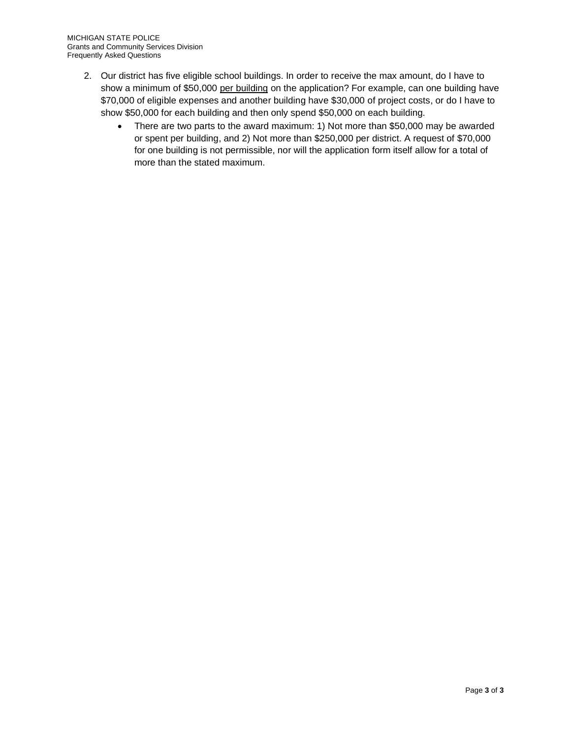2. Our district has five eligible school buildings. In order to receive the max amount, do I have to show a minimum of $50,000 <u>per building</u> on the application? For example, can one building have $70,000 of eligible expenses and another building have $30,000 of project costs, or do I have to show $50,000 for each building and then only spend $50,000 on each building.
   - There are two parts to the award maximum: 1) Not more than $50,000 may be awarded or spent per building, and 2) Not more than $250,000 per district. A request of $70,000 for one building is not permissible, nor will the application form itself allow for a total of more than the stated maximum.